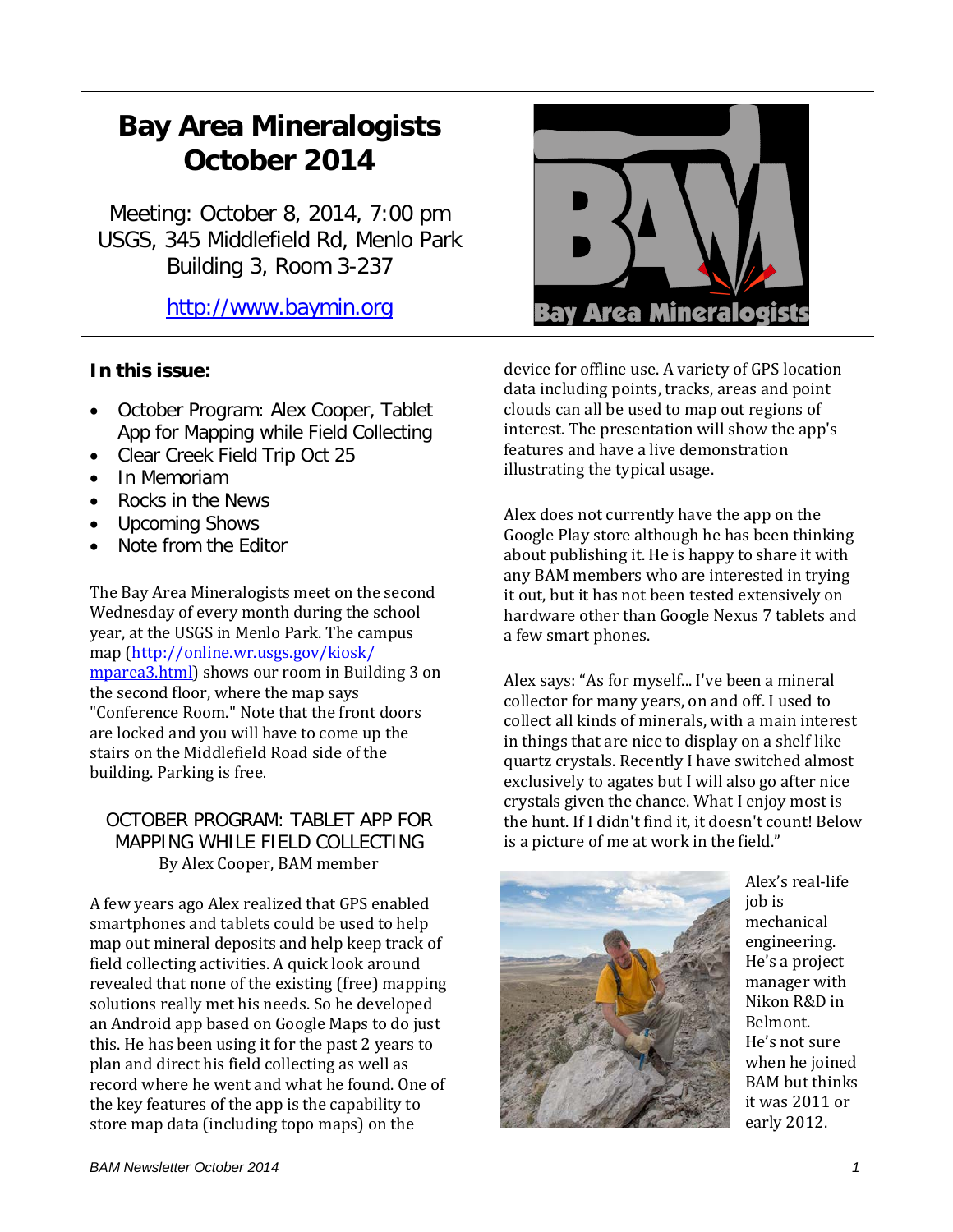# Bay Area Mineralogists October 2014

Meeting: October 8, 2014, 7:00 pm
USGS, 345 Middlefield Rd, Menlo Park
Building 3, Room 3-237

http://www.baymin.org

**In this issue:**

- October Program: Alex Cooper, Tablet App for Mapping while Field Collecting
- Clear Creek Field Trip Oct 25
- In Memoriam
- Rocks in the News
- Upcoming Shows
- Note from the Editor

The Bay Area Mineralogists meet on the second Wednesday of every month during the school year, at the USGS in Menlo Park. The campus map (http://online.wr.usgs.gov/kiosk/mparea3.html) shows our room in Building 3 on the second floor, where the map says "Conference Room." Note that the front doors are locked and you will have to come up the stairs on the Middlefield Road side of the building. Parking is free.

## OCTOBER PROGRAM: TABLET APP FOR MAPPING WHILE FIELD COLLECTING

By Alex Cooper, BAM member

A few years ago Alex realized that GPS enabled smartphones and tablets could be used to help map out mineral deposits and help keep track of field collecting activities. A quick look around revealed that none of the existing (free) mapping solutions really met his needs. So he developed an Android app based on Google Maps to do just this. He has been using it for the past 2 years to plan and direct his field collecting as well as record where he went and what he found. One of the key features of the app is the capability to store map data (including topo maps) on the device for offline use. A variety of GPS location data including points, tracks, areas and point clouds can all be used to map out regions of interest. The presentation will show the app's features and have a live demonstration illustrating the typical usage.

Alex does not currently have the app on the Google Play store although he has been thinking about publishing it. He is happy to share it with any BAM members who are interested in trying it out, but it has not been tested extensively on hardware other than Google Nexus 7 tablets and a few smart phones.

Alex says: "As for myself... I've been a mineral collector for many years, on and off. I used to collect all kinds of minerals, with a main interest in things that are nice to display on a shelf like quartz crystals. Recently I have switched almost exclusively to agates but I will also go after nice crystals given the chance. What I enjoy most is the hunt. If I didn't find it, it doesn't count! Below is a picture of me at work in the field."

Alex's real-life job is mechanical engineering. He's a project manager with Nikon R&D in Belmont. He's not sure when he joined BAM but thinks it was 2011 or early 2012.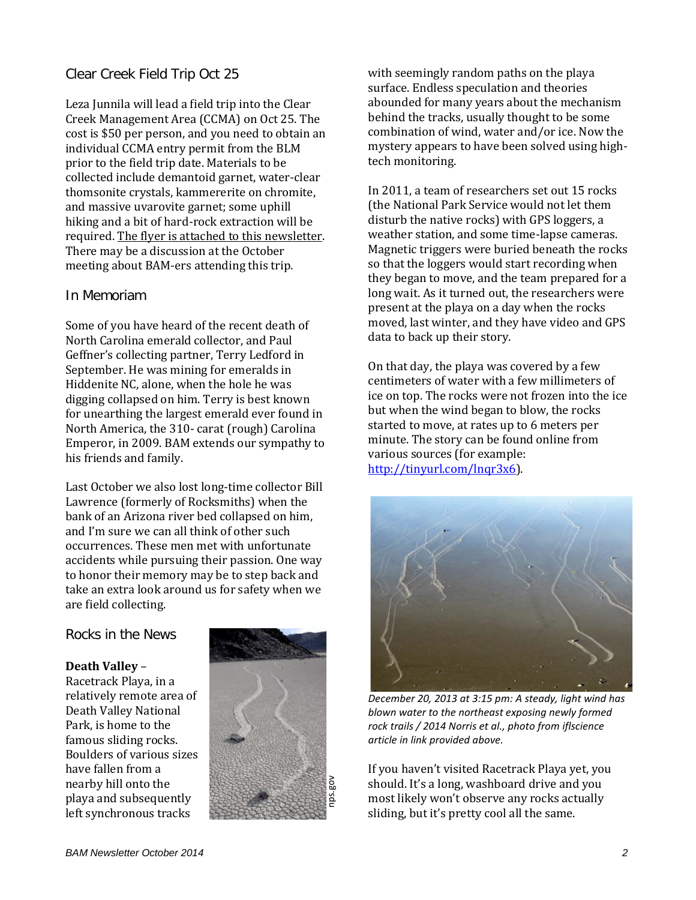## Clear Creek Field Trip Oct 25

Leza Junnila will lead a field trip into the Clear Creek Management Area (CCMA) on Oct 25. The cost is $50 per person, and you need to obtain an individual CCMA entry permit from the BLM prior to the field trip date. Materials to be collected include demantoid garnet, water-clear thomsonite crystals, kammererite on chromite, and massive uvarovite garnet; some uphill hiking and a bit of hard-rock extraction will be required. The flyer is attached to this newsletter. There may be a discussion at the October meeting about BAM-ers attending this trip.

## In Memoriam

Some of you have heard of the recent death of North Carolina emerald collector, and Paul Geffner's collecting partner, Terry Ledford in September. He was mining for emeralds in Hiddenite NC, alone, when the hole he was digging collapsed on him. Terry is best known for unearthing the largest emerald ever found in North America, the 310- carat (rough) Carolina Emperor, in 2009. BAM extends our sympathy to his friends and family.

Last October we also lost long-time collector Bill Lawrence (formerly of Rocksmiths) when the bank of an Arizona river bed collapsed on him, and I'm sure we can all think of other such occurrences. These men met with unfortunate accidents while pursuing their passion. One way to honor their memory may be to step back and take an extra look around us for safety when we are field collecting.

## Rocks in the News

**Death Valley** – Racetrack Playa, in a relatively remote area of Death Valley National Park, is home to the famous sliding rocks. Boulders of various sizes have fallen from a nearby hill onto the playa and subsequently left synchronous tracks with seemingly random paths on the playa surface. Endless speculation and theories abounded for many years about the mechanism behind the tracks, usually thought to be some combination of wind, water and/or ice. Now the mystery appears to have been solved using high-tech monitoring.

nps.gov

In 2011, a team of researchers set out 15 rocks (the National Park Service would not let them disturb the native rocks) with GPS loggers, a weather station, and some time-lapse cameras. Magnetic triggers were buried beneath the rocks so that the loggers would start recording when they began to move, and the team prepared for a long wait. As it turned out, the researchers were present at the playa on a day when the rocks moved, last winter, and they have video and GPS data to back up their story.

On that day, the playa was covered by a few centimeters of water with a few millimeters of ice on top. The rocks were not frozen into the ice but when the wind began to blow, the rocks started to move, at rates up to 6 meters per minute. The story can be found online from various sources (for example: http://tinyurl.com/lnqr3x6).

*December 20, 2013 at 3:15 pm: A steady, light wind has blown water to the northeast exposing newly formed rock trails / 2014 Norris et al., photo from iflscience article in link provided above.*

If you haven't visited Racetrack Playa yet, you should. It's a long, washboard drive and you most likely won't observe any rocks actually sliding, but it's pretty cool all the same.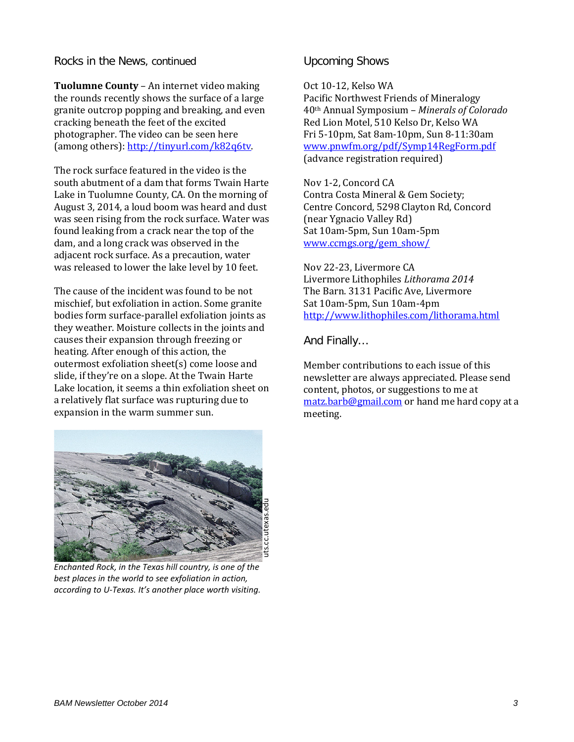## Rocks in the News, continued

**Tuolumne County** – An internet video making the rounds recently shows the surface of a large granite outcrop popping and breaking, and even cracking beneath the feet of the excited photographer. The video can be seen here (among others): http://tinyurl.com/k82q6tv.

The rock surface featured in the video is the south abutment of a dam that forms Twain Harte Lake in Tuolumne County, CA. On the morning of August 3, 2014, a loud boom was heard and dust was seen rising from the rock surface. Water was found leaking from a crack near the top of the dam, and a long crack was observed in the adjacent rock surface. As a precaution, water was released to lower the lake level by 10 feet.

The cause of the incident was found to be not mischief, but exfoliation in action. Some granite bodies form surface-parallel exfoliation joints as they weather. Moisture collects in the joints and causes their expansion through freezing or heating. After enough of this action, the outermost exfoliation sheet(s) come loose and slide, if they're on a slope. At the Twain Harte Lake location, it seems a thin exfoliation sheet on a relatively flat surface was rupturing due to expansion in the warm summer sun.

uts.cc.utexas.edu

*Enchanted Rock, in the Texas hill country, is one of the best places in the world to see exfoliation in action, according to U-Texas. It's another place worth visiting.*

## Upcoming Shows

Oct 10-12, Kelso WA
Pacific Northwest Friends of Mineralogy
40th Annual Symposium – *Minerals of Colorado*
Red Lion Motel, 510 Kelso Dr, Kelso WA
Fri 5-10pm, Sat 8am-10pm, Sun 8-11:30am
www.pnwfm.org/pdf/Symp14RegForm.pdf
(advance registration required)

Nov 1-2, Concord CA
Contra Costa Mineral & Gem Society;
Centre Concord, 5298 Clayton Rd, Concord
(near Ygnacio Valley Rd)
Sat 10am-5pm, Sun 10am-5pm
www.ccmgs.org/gem_show/

Nov 22-23, Livermore CA
Livermore Lithophiles *Lithorama 2014*
The Barn. 3131 Pacific Ave, Livermore
Sat 10am-5pm, Sun 10am-4pm
http://www.lithophiles.com/lithorama.html

## And Finally…

Member contributions to each issue of this newsletter are always appreciated. Please send content, photos, or suggestions to me at matz.barb@gmail.com or hand me hard copy at a meeting.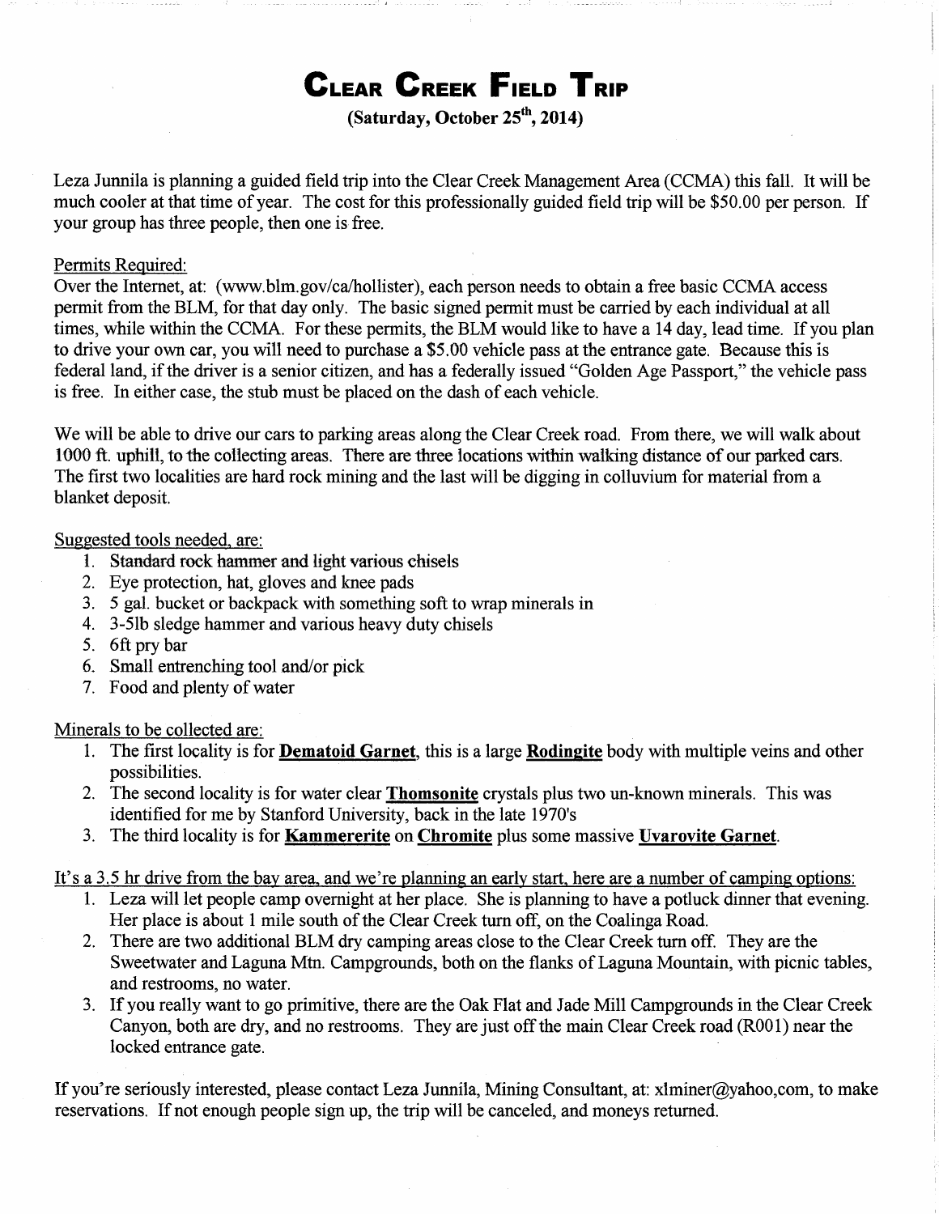# Clear Creek Field Trip

**(Saturday, October 25th, 2014)**

Leza Junnila is planning a guided field trip into the Clear Creek Management Area (CCMA) this fall. It will be much cooler at that time of year. The cost for this professionally guided field trip will be $50.00 per person. If your group has three people, then one is free.

Permits Required:

Over the Internet, at: (www.blm.gov/ca/hollister), each person needs to obtain a free basic CCMA access permit from the BLM, for that day only. The basic signed permit must be carried by each individual at all times, while within the CCMA. For these permits, the BLM would like to have a 14 day, lead time. If you plan to drive your own car, you will need to purchase a $5.00 vehicle pass at the entrance gate. Because this is federal land, if the driver is a senior citizen, and has a federally issued "Golden Age Passport," the vehicle pass is free. In either case, the stub must be placed on the dash of each vehicle.

We will be able to drive our cars to parking areas along the Clear Creek road. From there, we will walk about 1000 ft. uphill, to the collecting areas. There are three locations within walking distance of our parked cars. The first two localities are hard rock mining and the last will be digging in colluvium for material from a blanket deposit.

Suggested tools needed, are:

1. Standard rock hammer and light various chisels
2. Eye protection, hat, gloves and knee pads
3. 5 gal. bucket or backpack with something soft to wrap minerals in
4. 3-5lb sledge hammer and various heavy duty chisels
5. 6ft pry bar
6. Small entrenching tool and/or pick
7. Food and plenty of water

Minerals to be collected are:

1. The first locality is for **Dematoid Garnet**, this is a large **Rodingite** body with multiple veins and other possibilities.
2. The second locality is for water clear **Thomsonite** crystals plus two un-known minerals. This was identified for me by Stanford University, back in the late 1970's
3. The third locality is for **Kammererite** on **Chromite** plus some massive **Uvarovite Garnet**.

It's a 3.5 hr drive from the bay area, and we're planning an early start, here are a number of camping options:

1. Leza will let people camp overnight at her place. She is planning to have a potluck dinner that evening. Her place is about 1 mile south of the Clear Creek turn off, on the Coalinga Road.
2. There are two additional BLM dry camping areas close to the Clear Creek turn off. They are the Sweetwater and Laguna Mtn. Campgrounds, both on the flanks of Laguna Mountain, with picnic tables, and restrooms, no water.
3. If you really want to go primitive, there are the Oak Flat and Jade Mill Campgrounds in the Clear Creek Canyon, both are dry, and no restrooms. They are just off the main Clear Creek road (R001) near the locked entrance gate.

If you're seriously interested, please contact Leza Junnila, Mining Consultant, at: xlminer@yahoo,com, to make reservations. If not enough people sign up, the trip will be canceled, and moneys returned.